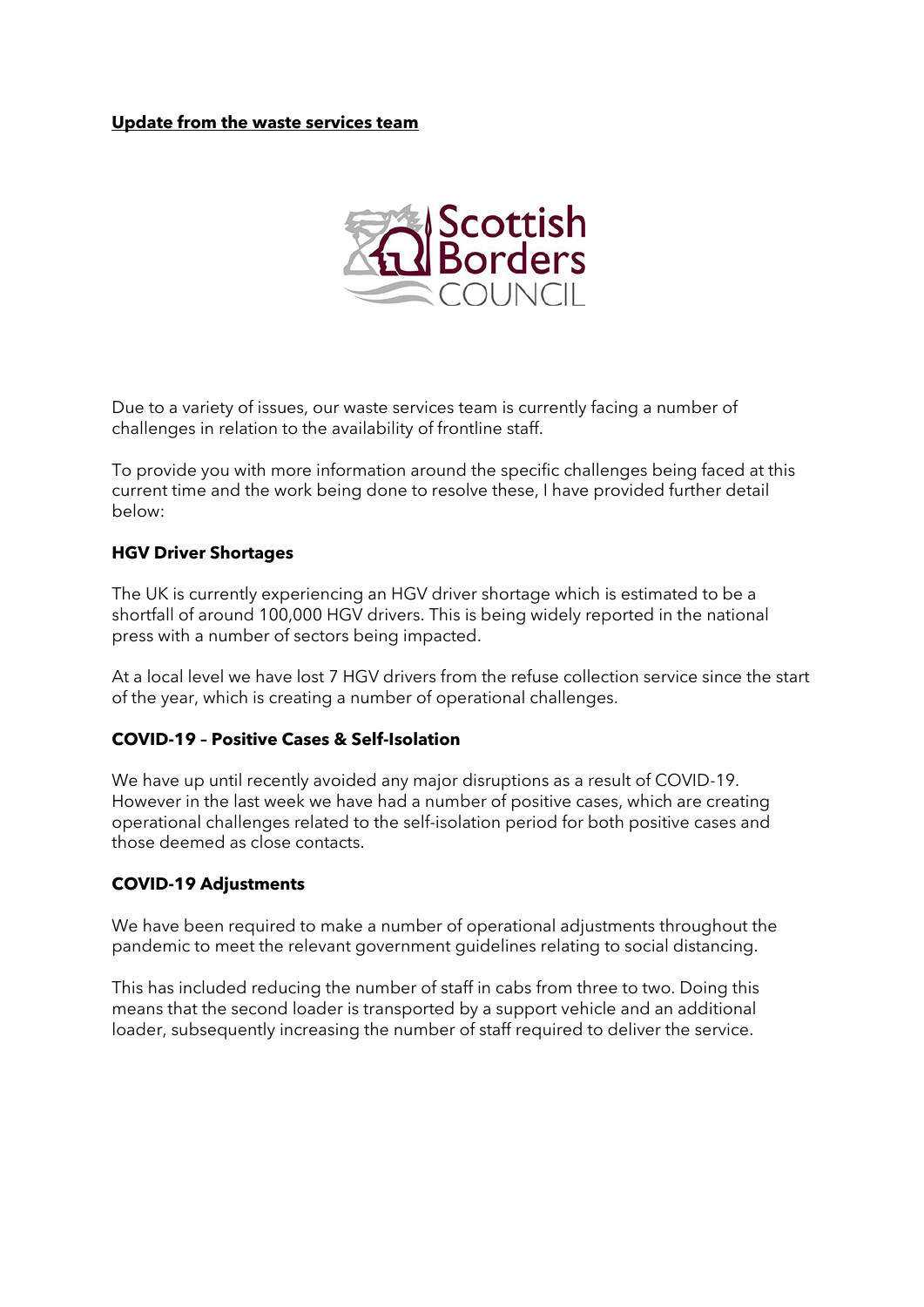**Update from the waste services team**

Scottish Borders COUNCIL

Due to a variety of issues, our waste services team is currently facing a number of challenges in relation to the availability of frontline staff.

To provide you with more information around the specific challenges being faced at this current time and the work being done to resolve these, I have provided further detail below:

**HGV Driver Shortages**

The UK is currently experiencing an HGV driver shortage which is estimated to be a shortfall of around 100,000 HGV drivers. This is being widely reported in the national press with a number of sectors being impacted.

At a local level we have lost 7 HGV drivers from the refuse collection service since the start of the year, which is creating a number of operational challenges.

**COVID-19 – Positive Cases & Self-Isolation**

We have up until recently avoided any major disruptions as a result of COVID-19. However in the last week we have had a number of positive cases, which are creating operational challenges related to the self-isolation period for both positive cases and those deemed as close contacts.

**COVID-19 Adjustments**

We have been required to make a number of operational adjustments throughout the pandemic to meet the relevant government guidelines relating to social distancing.

This has included reducing the number of staff in cabs from three to two. Doing this means that the second loader is transported by a support vehicle and an additional loader, subsequently increasing the number of staff required to deliver the service.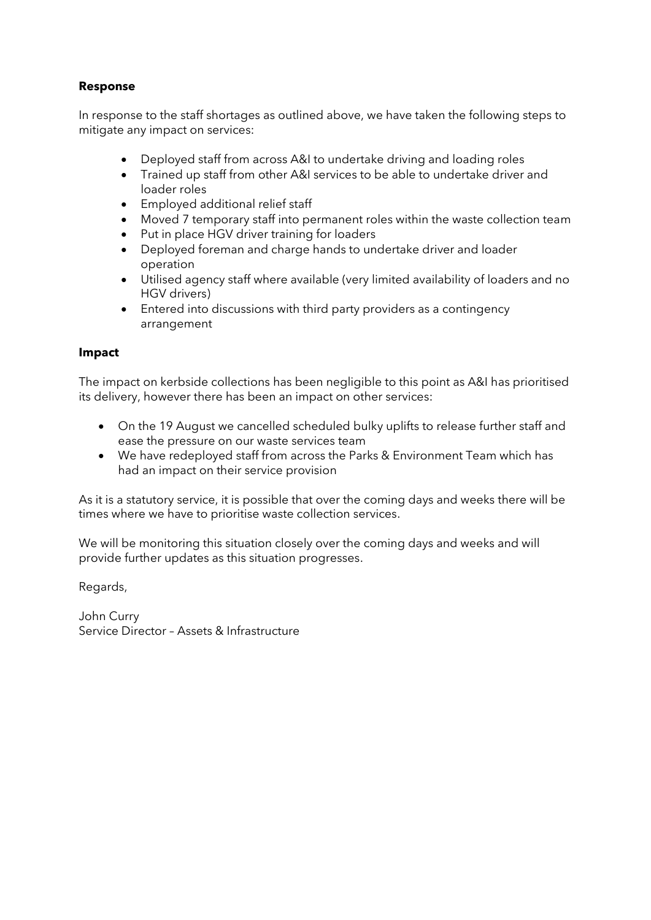**Response**

In response to the staff shortages as outlined above, we have taken the following steps to mitigate any impact on services:

- Deployed staff from across A&I to undertake driving and loading roles
- Trained up staff from other A&I services to be able to undertake driver and loader roles
- Employed additional relief staff
- Moved 7 temporary staff into permanent roles within the waste collection team
- Put in place HGV driver training for loaders
- Deployed foreman and charge hands to undertake driver and loader operation
- Utilised agency staff where available (very limited availability of loaders and no HGV drivers)
- Entered into discussions with third party providers as a contingency arrangement

**Impact**

The impact on kerbside collections has been negligible to this point as A&I has prioritised its delivery, however there has been an impact on other services:

- On the 19 August we cancelled scheduled bulky uplifts to release further staff and ease the pressure on our waste services team
- We have redeployed staff from across the Parks & Environment Team which has had an impact on their service provision

As it is a statutory service, it is possible that over the coming days and weeks there will be times where we have to prioritise waste collection services.

We will be monitoring this situation closely over the coming days and weeks and will provide further updates as this situation progresses.

Regards,

John Curry
Service Director – Assets & Infrastructure